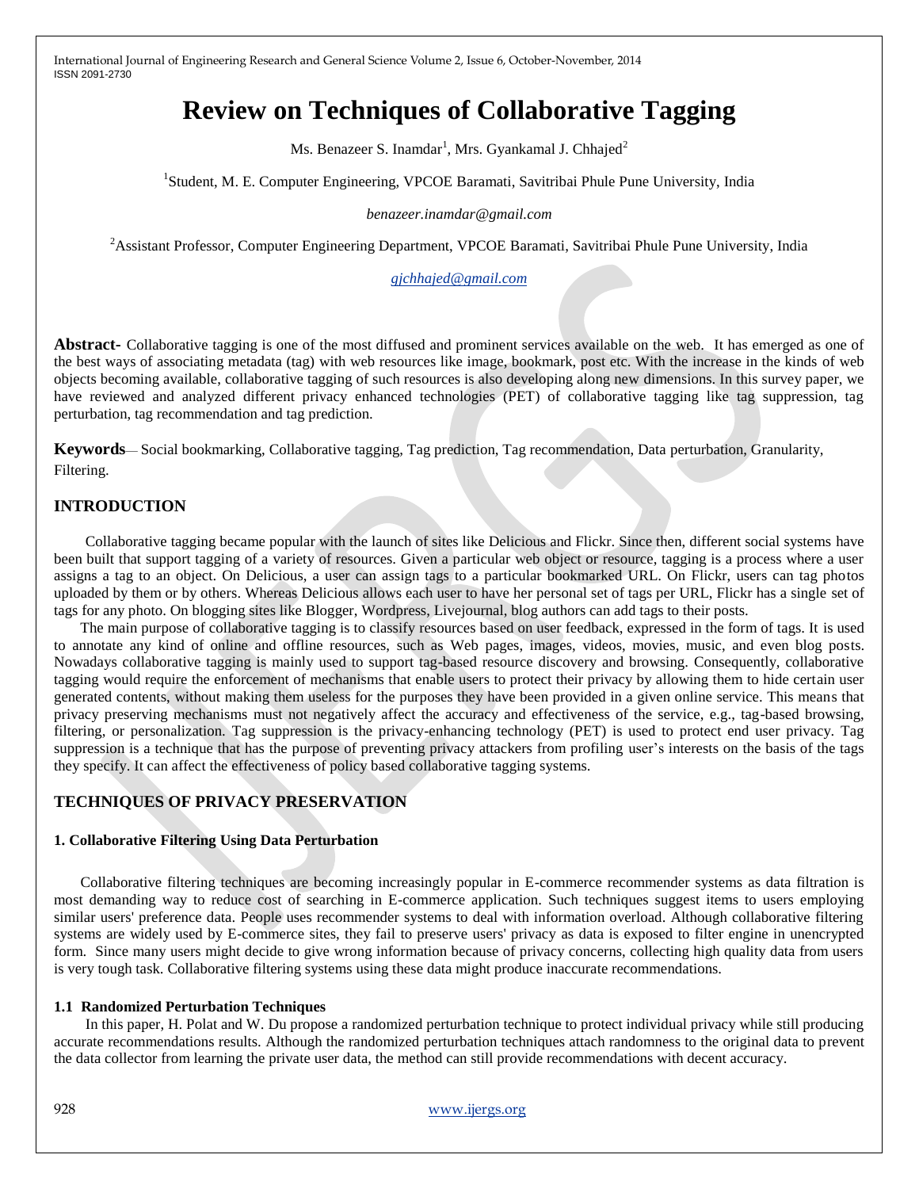# Review on Techniques of Collaborative Tagging

Ms. Benazeer S. Inamdar[1], Mrs. Gyankamal J. Chhajed[2]

[1]Student, M. E. Computer Engineering, VPCOE Baramati, Savitribai Phule Pune University, India

*benazeer.inamdar@gmail.com*

[2]Assistant Professor, Computer Engineering Department, VPCOE Baramati, Savitribai Phule Pune University, India

gjchhajed@gmail.com

**Abstract-** Collaborative tagging is one of the most diffused and prominent services available on the web. It has emerged as one of the best ways of associating metadata (tag) with web resources like image, bookmark, post etc. With the increase in the kinds of web objects becoming available, collaborative tagging of such resources is also developing along new dimensions. In this survey paper, we have reviewed and analyzed different privacy enhanced technologies (PET) of collaborative tagging like tag suppression, tag perturbation, tag recommendation and tag prediction.

**Keywords**— Social bookmarking, Collaborative tagging, Tag prediction, Tag recommendation, Data perturbation, Granularity, Filtering.

## INTRODUCTION

Collaborative tagging became popular with the launch of sites like Delicious and Flickr. Since then, different social systems have been built that support tagging of a variety of resources. Given a particular web object or resource, tagging is a process where a user assigns a tag to an object. On Delicious, a user can assign tags to a particular bookmarked URL. On Flickr, users can tag photos uploaded by them or by others. Whereas Delicious allows each user to have her personal set of tags per URL, Flickr has a single set of tags for any photo. On blogging sites like Blogger, Wordpress, Livejournal, blog authors can add tags to their posts.

The main purpose of collaborative tagging is to classify resources based on user feedback, expressed in the form of tags. It is used to annotate any kind of online and offline resources, such as Web pages, images, videos, movies, music, and even blog posts. Nowadays collaborative tagging is mainly used to support tag-based resource discovery and browsing. Consequently, collaborative tagging would require the enforcement of mechanisms that enable users to protect their privacy by allowing them to hide certain user generated contents, without making them useless for the purposes they have been provided in a given online service. This means that privacy preserving mechanisms must not negatively affect the accuracy and effectiveness of the service, e.g., tag-based browsing, filtering, or personalization. Tag suppression is the privacy-enhancing technology (PET) is used to protect end user privacy. Tag suppression is a technique that has the purpose of preventing privacy attackers from profiling user's interests on the basis of the tags they specify. It can affect the effectiveness of policy based collaborative tagging systems.

## TECHNIQUES OF PRIVACY PRESERVATION

### 1. Collaborative Filtering Using Data Perturbation

Collaborative filtering techniques are becoming increasingly popular in E-commerce recommender systems as data filtration is most demanding way to reduce cost of searching in E-commerce application. Such techniques suggest items to users employing similar users' preference data. People uses recommender systems to deal with information overload. Although collaborative filtering systems are widely used by E-commerce sites, they fail to preserve users' privacy as data is exposed to filter engine in unencrypted form. Since many users might decide to give wrong information because of privacy concerns, collecting high quality data from users is very tough task. Collaborative filtering systems using these data might produce inaccurate recommendations.

#### 1.1 Randomized Perturbation Techniques

In this paper, H. Polat and W. Du propose a randomized perturbation technique to protect individual privacy while still producing accurate recommendations results. Although the randomized perturbation techniques attach randomness to the original data to prevent the data collector from learning the private user data, the method can still provide recommendations with decent accuracy.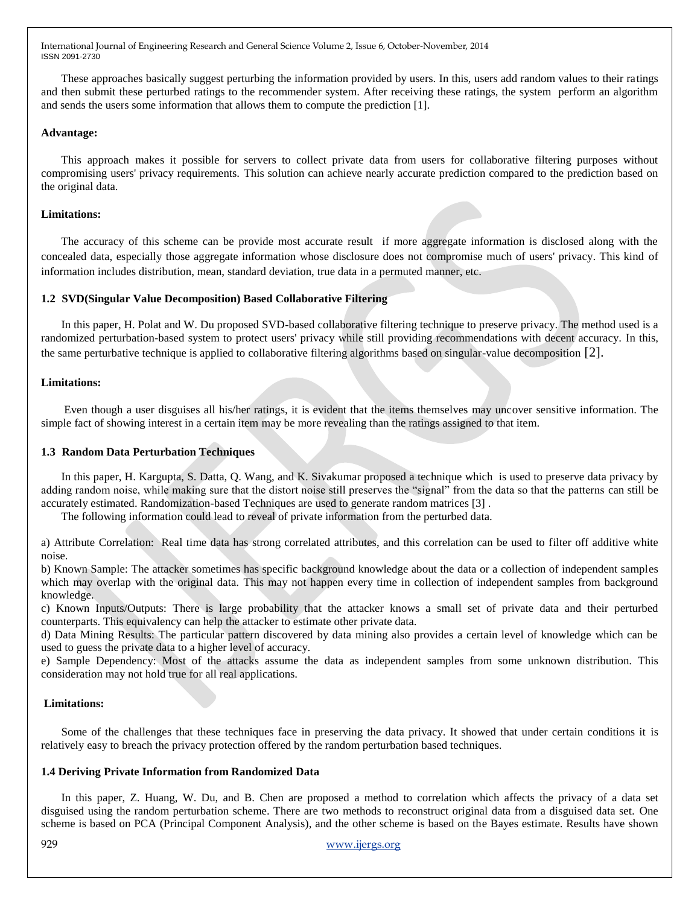These approaches basically suggest perturbing the information provided by users. In this, users add random values to their ratings and then submit these perturbed ratings to the recommender system. After receiving these ratings, the system perform an algorithm and sends the users some information that allows them to compute the prediction [1].

**Advantage:**

This approach makes it possible for servers to collect private data from users for collaborative filtering purposes without compromising users' privacy requirements. This solution can achieve nearly accurate prediction compared to the prediction based on the original data.

**Limitations:**

The accuracy of this scheme can be provide most accurate result if more aggregate information is disclosed along with the concealed data, especially those aggregate information whose disclosure does not compromise much of users' privacy. This kind of information includes distribution, mean, standard deviation, true data in a permuted manner, etc.

### 1.2 SVD(Singular Value Decomposition) Based Collaborative Filtering

In this paper, H. Polat and W. Du proposed SVD-based collaborative filtering technique to preserve privacy. The method used is a randomized perturbation-based system to protect users' privacy while still providing recommendations with decent accuracy. In this, the same perturbative technique is applied to collaborative filtering algorithms based on singular-value decomposition [2].

**Limitations:**

Even though a user disguises all his/her ratings, it is evident that the items themselves may uncover sensitive information. The simple fact of showing interest in a certain item may be more revealing than the ratings assigned to that item.

### 1.3 Random Data Perturbation Techniques

In this paper, H. Kargupta, S. Datta, Q. Wang, and K. Sivakumar proposed a technique which is used to preserve data privacy by adding random noise, while making sure that the distort noise still preserves the "signal" from the data so that the patterns can still be accurately estimated. Randomization-based Techniques are used to generate random matrices [3] .

The following information could lead to reveal of private information from the perturbed data.

a) Attribute Correlation: Real time data has strong correlated attributes, and this correlation can be used to filter off additive white noise.

b) Known Sample: The attacker sometimes has specific background knowledge about the data or a collection of independent samples which may overlap with the original data. This may not happen every time in collection of independent samples from background knowledge.

c) Known Inputs/Outputs: There is large probability that the attacker knows a small set of private data and their perturbed counterparts. This equivalency can help the attacker to estimate other private data.

d) Data Mining Results: The particular pattern discovered by data mining also provides a certain level of knowledge which can be used to guess the private data to a higher level of accuracy.

e) Sample Dependency: Most of the attacks assume the data as independent samples from some unknown distribution. This consideration may not hold true for all real applications.

**Limitations:**

Some of the challenges that these techniques face in preserving the data privacy. It showed that under certain conditions it is relatively easy to breach the privacy protection offered by the random perturbation based techniques.

### 1.4 Deriving Private Information from Randomized Data

In this paper, Z. Huang, W. Du, and B. Chen are proposed a method to correlation which affects the privacy of a data set disguised using the random perturbation scheme. There are two methods to reconstruct original data from a disguised data set. One scheme is based on PCA (Principal Component Analysis), and the other scheme is based on the Bayes estimate. Results have shown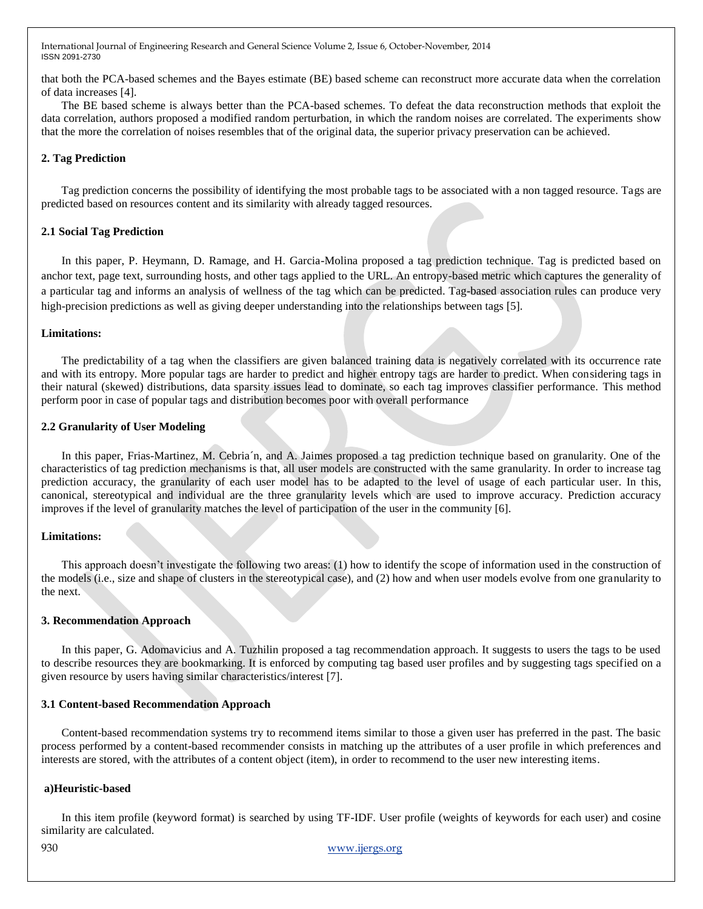that both the PCA-based schemes and the Bayes estimate (BE) based scheme can reconstruct more accurate data when the correlation of data increases [4].

The BE based scheme is always better than the PCA-based schemes. To defeat the data reconstruction methods that exploit the data correlation, authors proposed a modified random perturbation, in which the random noises are correlated. The experiments show that the more the correlation of noises resembles that of the original data, the superior privacy preservation can be achieved.

## 2. Tag Prediction

Tag prediction concerns the possibility of identifying the most probable tags to be associated with a non tagged resource. Tags are predicted based on resources content and its similarity with already tagged resources.

### 2.1 Social Tag Prediction

In this paper, P. Heymann, D. Ramage, and H. Garcia-Molina proposed a tag prediction technique. Tag is predicted based on anchor text, page text, surrounding hosts, and other tags applied to the URL. An entropy-based metric which captures the generality of a particular tag and informs an analysis of wellness of the tag which can be predicted. Tag-based association rules can produce very high-precision predictions as well as giving deeper understanding into the relationships between tags [5].

**Limitations:**

The predictability of a tag when the classifiers are given balanced training data is negatively correlated with its occurrence rate and with its entropy. More popular tags are harder to predict and higher entropy tags are harder to predict. When considering tags in their natural (skewed) distributions, data sparsity issues lead to dominate, so each tag improves classifier performance. This method perform poor in case of popular tags and distribution becomes poor with overall performance

### 2.2 Granularity of User Modeling

In this paper, Frias-Martinez, M. Cebria´n, and A. Jaimes proposed a tag prediction technique based on granularity. One of the characteristics of tag prediction mechanisms is that, all user models are constructed with the same granularity. In order to increase tag prediction accuracy, the granularity of each user model has to be adapted to the level of usage of each particular user. In this, canonical, stereotypical and individual are the three granularity levels which are used to improve accuracy. Prediction accuracy improves if the level of granularity matches the level of participation of the user in the community [6].

**Limitations:**

This approach doesn't investigate the following two areas: (1) how to identify the scope of information used in the construction of the models (i.e., size and shape of clusters in the stereotypical case), and (2) how and when user models evolve from one granularity to the next.

## 3. Recommendation Approach

In this paper, G. Adomavicius and A. Tuzhilin proposed a tag recommendation approach. It suggests to users the tags to be used to describe resources they are bookmarking. It is enforced by computing tag based user profiles and by suggesting tags specified on a given resource by users having similar characteristics/interest [7].

### 3.1 Content-based Recommendation Approach

Content-based recommendation systems try to recommend items similar to those a given user has preferred in the past. The basic process performed by a content-based recommender consists in matching up the attributes of a user profile in which preferences and interests are stored, with the attributes of a content object (item), in order to recommend to the user new interesting items.

**a)Heuristic-based**

In this item profile (keyword format) is searched by using TF-IDF. User profile (weights of keywords for each user) and cosine similarity are calculated.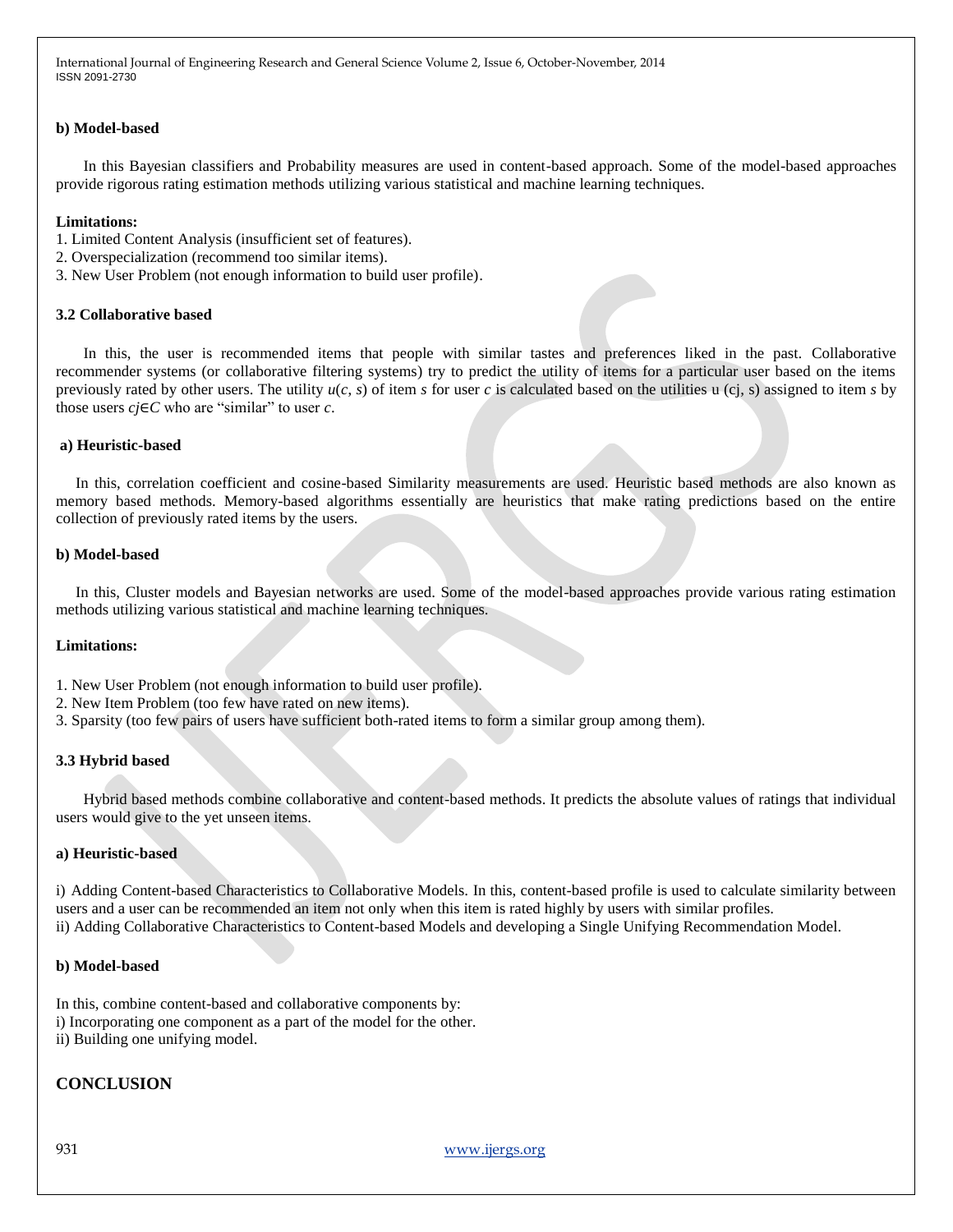**b) Model-based**

In this Bayesian classifiers and Probability measures are used in content-based approach. Some of the model-based approaches provide rigorous rating estimation methods utilizing various statistical and machine learning techniques.

**Limitations:**

1. Limited Content Analysis (insufficient set of features).
2. Overspecialization (recommend too similar items).
3. New User Problem (not enough information to build user profile).

### 3.2 Collaborative based

In this, the user is recommended items that people with similar tastes and preferences liked in the past. Collaborative recommender systems (or collaborative filtering systems) try to predict the utility of items for a particular user based on the items previously rated by other users. The utility $u(c, s)$ of item $s$ for user $c$ is calculated based on the utilities u (cj, s) assigned to item $s$ by those users $c_j \in C$ who are "similar" to user $c$.

**a) Heuristic-based**

In this, correlation coefficient and cosine-based Similarity measurements are used. Heuristic based methods are also known as memory based methods. Memory-based algorithms essentially are heuristics that make rating predictions based on the entire collection of previously rated items by the users.

**b) Model-based**

In this, Cluster models and Bayesian networks are used. Some of the model-based approaches provide various rating estimation methods utilizing various statistical and machine learning techniques.

**Limitations:**

1. New User Problem (not enough information to build user profile).
2. New Item Problem (too few have rated on new items).
3. Sparsity (too few pairs of users have sufficient both-rated items to form a similar group among them).

### 3.3 Hybrid based

Hybrid based methods combine collaborative and content-based methods. It predicts the absolute values of ratings that individual users would give to the yet unseen items.

**a) Heuristic-based**

i) Adding Content-based Characteristics to Collaborative Models. In this, content-based profile is used to calculate similarity between users and a user can be recommended an item not only when this item is rated highly by users with similar profiles.
ii) Adding Collaborative Characteristics to Content-based Models and developing a Single Unifying Recommendation Model.

**b) Model-based**

In this, combine content-based and collaborative components by:
i) Incorporating one component as a part of the model for the other.
ii) Building one unifying model.

## CONCLUSION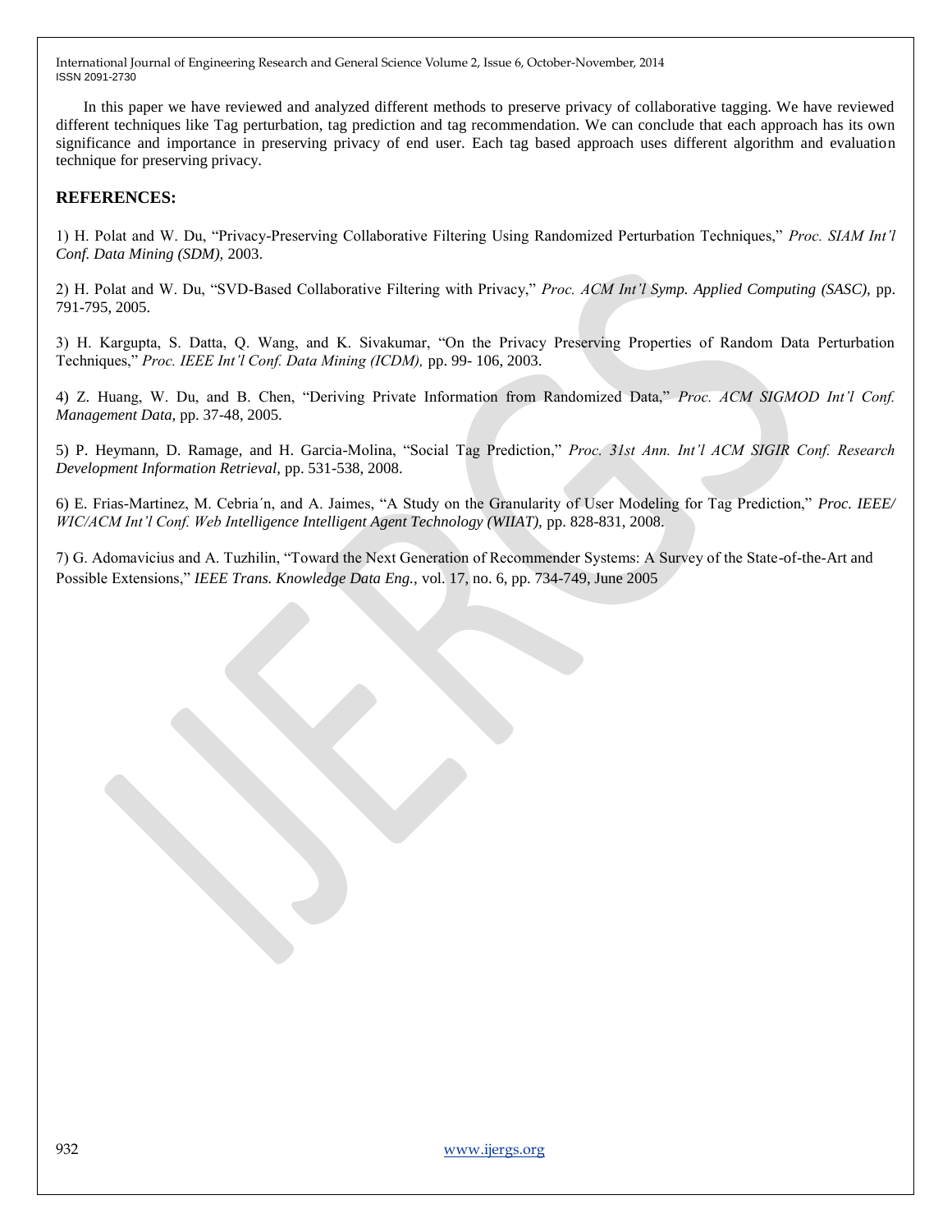In this paper we have reviewed and analyzed different methods to preserve privacy of collaborative tagging. We have reviewed different techniques like Tag perturbation, tag prediction and tag recommendation. We can conclude that each approach has its own significance and importance in preserving privacy of end user. Each tag based approach uses different algorithm and evaluation technique for preserving privacy.

## REFERENCES:

1) H. Polat and W. Du, "Privacy-Preserving Collaborative Filtering Using Randomized Perturbation Techniques," *Proc. SIAM Int'l Conf. Data Mining (SDM),* 2003.

2) H. Polat and W. Du, "SVD-Based Collaborative Filtering with Privacy," *Proc. ACM Int'l Symp. Applied Computing (SASC),* pp. 791-795, 2005.

3) H. Kargupta, S. Datta, Q. Wang, and K. Sivakumar, "On the Privacy Preserving Properties of Random Data Perturbation Techniques," *Proc. IEEE Int'l Conf. Data Mining (ICDM),* pp. 99- 106, 2003.

4) Z. Huang, W. Du, and B. Chen, "Deriving Private Information from Randomized Data," *Proc. ACM SIGMOD Int'l Conf. Management Data,* pp. 37-48, 2005.

5) P. Heymann, D. Ramage, and H. Garcia-Molina, "Social Tag Prediction," *Proc. 31st Ann. Int'l ACM SIGIR Conf. Research Development Information Retrieval,* pp. 531-538, 2008.

6) E. Frias-Martinez, M. Cebria´n, and A. Jaimes, "A Study on the Granularity of User Modeling for Tag Prediction," *Proc. IEEE/ WIC/ACM Int'l Conf. Web Intelligence Intelligent Agent Technology (WIIAT),* pp. 828-831, 2008.

7) G. Adomavicius and A. Tuzhilin, "Toward the Next Generation of Recommender Systems: A Survey of the State-of-the-Art and Possible Extensions," *IEEE Trans. Knowledge Data Eng.,* vol. 17, no. 6, pp. 734-749, June 2005